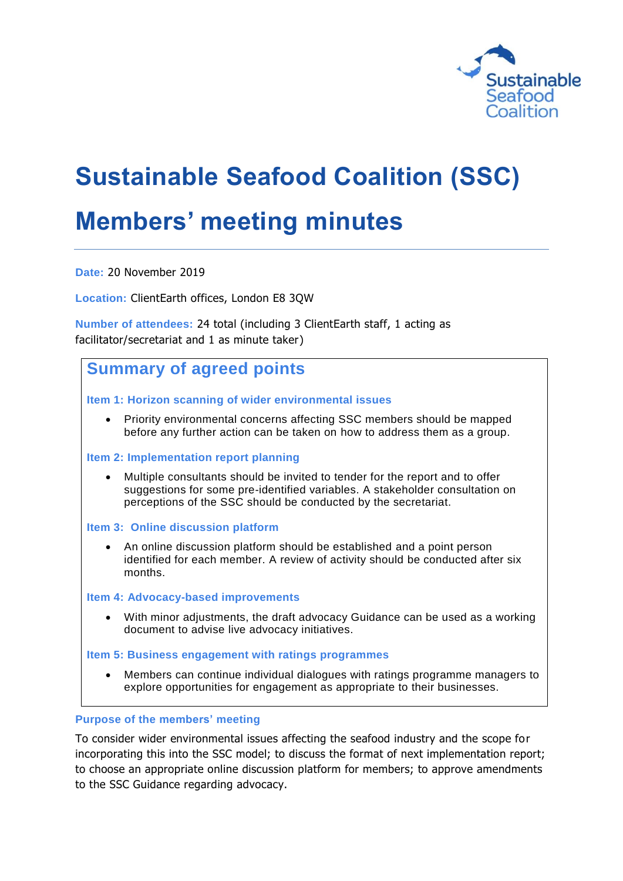# Sustainable Seafood Coalition (SSC) Members' meeting minutes

**Date:** 20 November 2019

**Location:** ClientEarth offices, London E8 3QW

**Number of attendees:** 24 total (including 3 ClientEarth staff, 1 acting as facilitator/secretariat and 1 as minute taker)

## Summary of agreed points

### Item 1: Horizon scanning of wider environmental issues

- Priority environmental concerns affecting SSC members should be mapped before any further action can be taken on how to address them as a group.

### Item 2: Implementation report planning

- Multiple consultants should be invited to tender for the report and to offer suggestions for some pre-identified variables. A stakeholder consultation on perceptions of the SSC should be conducted by the secretariat.

### Item 3: Online discussion platform

- An online discussion platform should be established and a point person identified for each member. A review of activity should be conducted after six months.

### Item 4: Advocacy-based improvements

- With minor adjustments, the draft advocacy Guidance can be used as a working document to advise live advocacy initiatives.

### Item 5: Business engagement with ratings programmes

- Members can continue individual dialogues with ratings programme managers to explore opportunities for engagement as appropriate to their businesses.

### Purpose of the members' meeting

To consider wider environmental issues affecting the seafood industry and the scope for incorporating this into the SSC model; to discuss the format of next implementation report; to choose an appropriate online discussion platform for members; to approve amendments to the SSC Guidance regarding advocacy.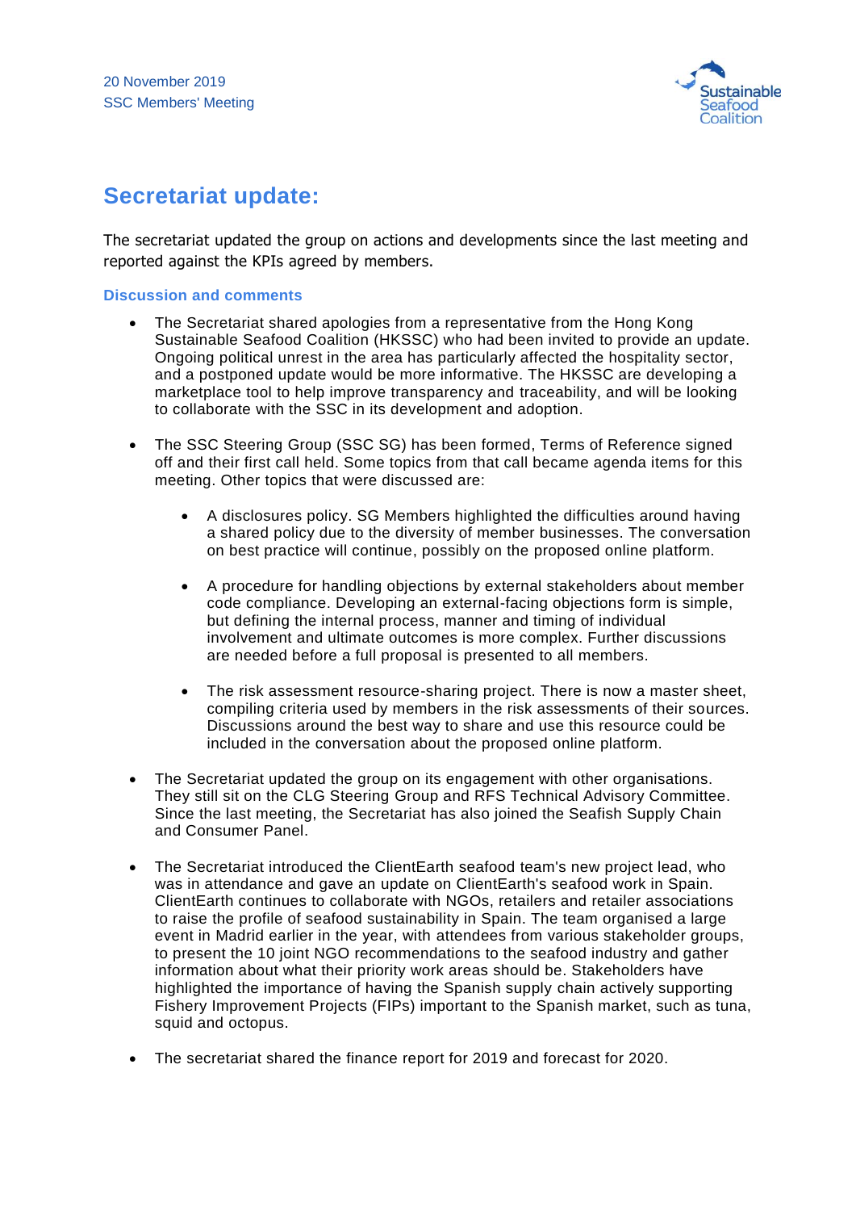## Secretariat update:

The secretariat updated the group on actions and developments since the last meeting and reported against the KPIs agreed by members.

### Discussion and comments

- The Secretariat shared apologies from a representative from the Hong Kong Sustainable Seafood Coalition (HKSSC) who had been invited to provide an update. Ongoing political unrest in the area has particularly affected the hospitality sector, and a postponed update would be more informative. The HKSSC are developing a marketplace tool to help improve transparency and traceability, and will be looking to collaborate with the SSC in its development and adoption.

- The SSC Steering Group (SSC SG) has been formed, Terms of Reference signed off and their first call held. Some topics from that call became agenda items for this meeting. Other topics that were discussed are:

  - A disclosures policy. SG Members highlighted the difficulties around having a shared policy due to the diversity of member businesses. The conversation on best practice will continue, possibly on the proposed online platform.

  - A procedure for handling objections by external stakeholders about member code compliance. Developing an external-facing objections form is simple, but defining the internal process, manner and timing of individual involvement and ultimate outcomes is more complex. Further discussions are needed before a full proposal is presented to all members.

  - The risk assessment resource-sharing project. There is now a master sheet, compiling criteria used by members in the risk assessments of their sources. Discussions around the best way to share and use this resource could be included in the conversation about the proposed online platform.

- The Secretariat updated the group on its engagement with other organisations. They still sit on the CLG Steering Group and RFS Technical Advisory Committee. Since the last meeting, the Secretariat has also joined the Seafish Supply Chain and Consumer Panel.

- The Secretariat introduced the ClientEarth seafood team's new project lead, who was in attendance and gave an update on ClientEarth's seafood work in Spain. ClientEarth continues to collaborate with NGOs, retailers and retailer associations to raise the profile of seafood sustainability in Spain. The team organised a large event in Madrid earlier in the year, with attendees from various stakeholder groups, to present the 10 joint NGO recommendations to the seafood industry and gather information about what their priority work areas should be. Stakeholders have highlighted the importance of having the Spanish supply chain actively supporting Fishery Improvement Projects (FIPs) important to the Spanish market, such as tuna, squid and octopus.

- The secretariat shared the finance report for 2019 and forecast for 2020.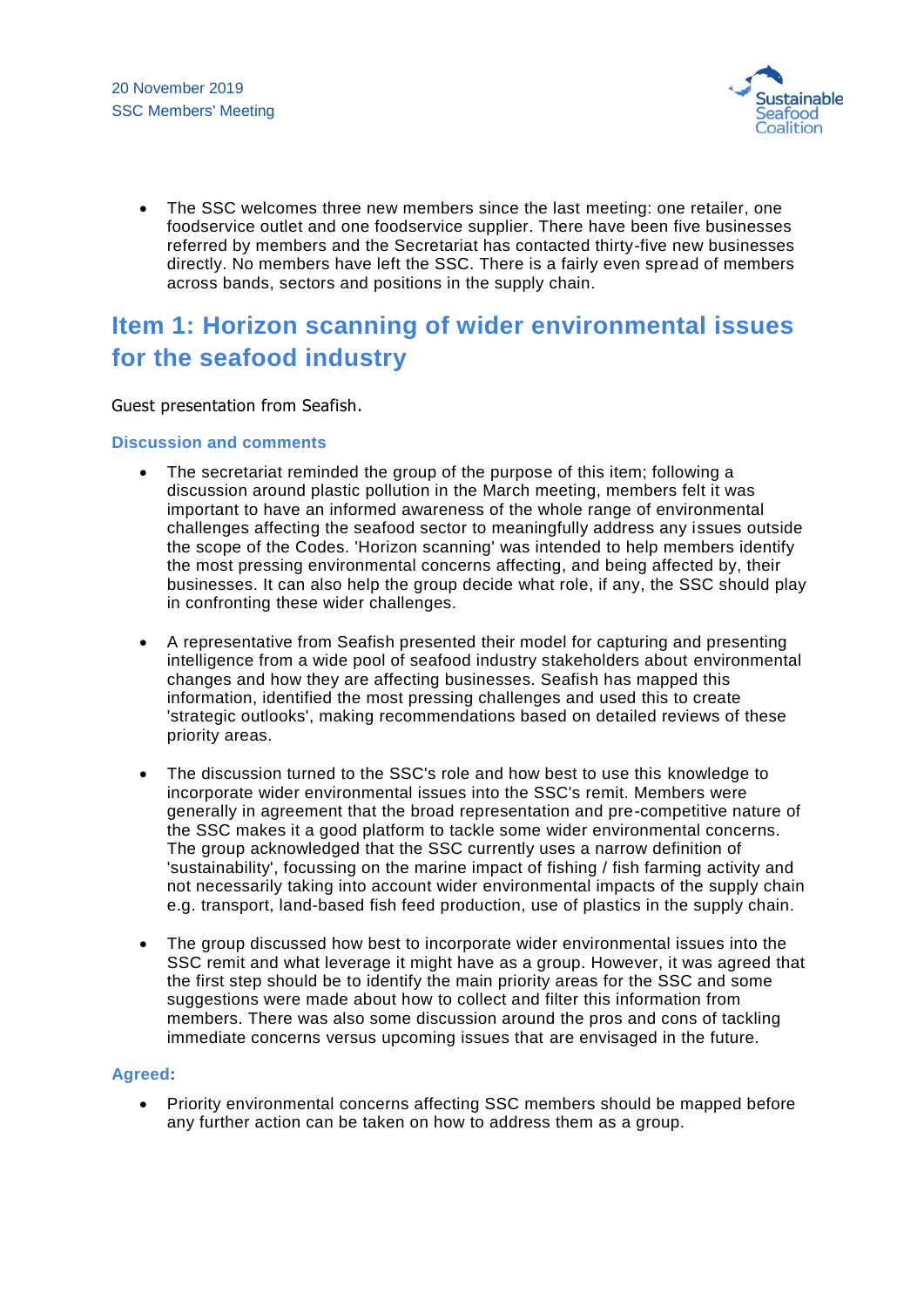- The SSC welcomes three new members since the last meeting: one retailer, one foodservice outlet and one foodservice supplier. There have been five businesses referred by members and the Secretariat has contacted thirty-five new businesses directly. No members have left the SSC. There is a fairly even spread of members across bands, sectors and positions in the supply chain.

## Item 1: Horizon scanning of wider environmental issues for the seafood industry

Guest presentation from Seafish.

### Discussion and comments

- The secretariat reminded the group of the purpose of this item; following a discussion around plastic pollution in the March meeting, members felt it was important to have an informed awareness of the whole range of environmental challenges affecting the seafood sector to meaningfully address any issues outside the scope of the Codes. 'Horizon scanning' was intended to help members identify the most pressing environmental concerns affecting, and being affected by, their businesses. It can also help the group decide what role, if any, the SSC should play in confronting these wider challenges.

- A representative from Seafish presented their model for capturing and presenting intelligence from a wide pool of seafood industry stakeholders about environmental changes and how they are affecting businesses. Seafish has mapped this information, identified the most pressing challenges and used this to create 'strategic outlooks', making recommendations based on detailed reviews of these priority areas.

- The discussion turned to the SSC's role and how best to use this knowledge to incorporate wider environmental issues into the SSC's remit. Members were generally in agreement that the broad representation and pre-competitive nature of the SSC makes it a good platform to tackle some wider environmental concerns. The group acknowledged that the SSC currently uses a narrow definition of 'sustainability', focussing on the marine impact of fishing / fish farming activity and not necessarily taking into account wider environmental impacts of the supply chain e.g. transport, land-based fish feed production, use of plastics in the supply chain.

- The group discussed how best to incorporate wider environmental issues into the SSC remit and what leverage it might have as a group. However, it was agreed that the first step should be to identify the main priority areas for the SSC and some suggestions were made about how to collect and filter this information from members. There was also some discussion around the pros and cons of tackling immediate concerns versus upcoming issues that are envisaged in the future.

### Agreed:

- Priority environmental concerns affecting SSC members should be mapped before any further action can be taken on how to address them as a group.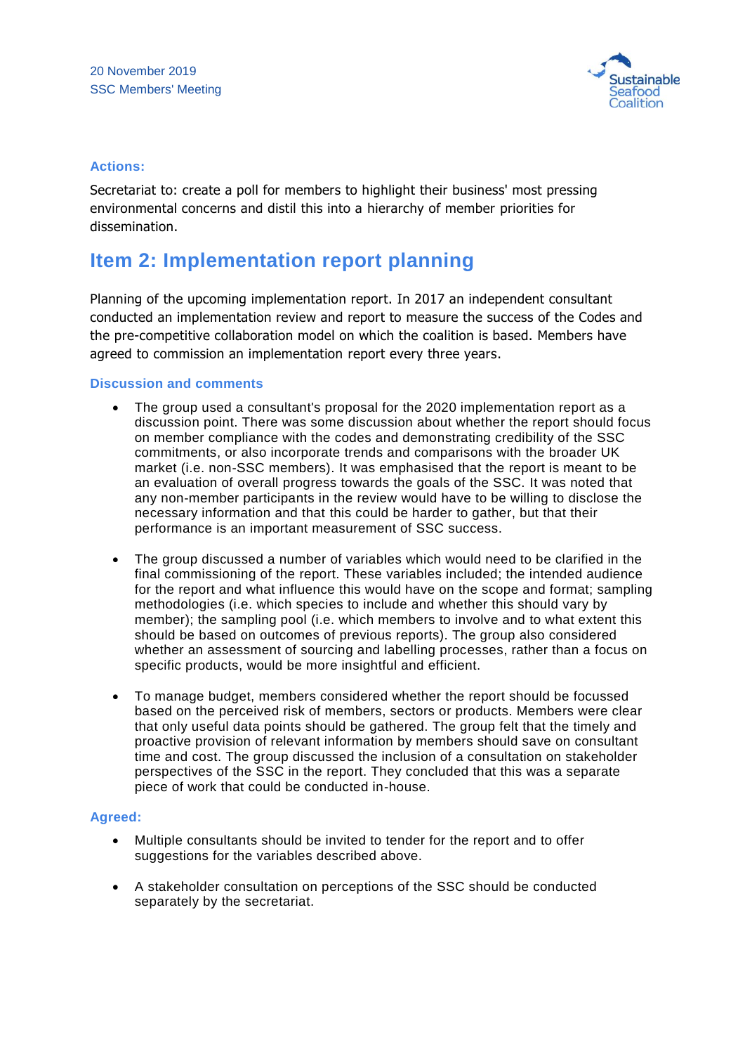### Actions:

Secretariat to: create a poll for members to highlight their business' most pressing environmental concerns and distil this into a hierarchy of member priorities for dissemination.

## Item 2: Implementation report planning

Planning of the upcoming implementation report. In 2017 an independent consultant conducted an implementation review and report to measure the success of the Codes and the pre-competitive collaboration model on which the coalition is based. Members have agreed to commission an implementation report every three years.

### Discussion and comments

- The group used a consultant's proposal for the 2020 implementation report as a discussion point. There was some discussion about whether the report should focus on member compliance with the codes and demonstrating credibility of the SSC commitments, or also incorporate trends and comparisons with the broader UK market (i.e. non-SSC members). It was emphasised that the report is meant to be an evaluation of overall progress towards the goals of the SSC. It was noted that any non-member participants in the review would have to be willing to disclose the necessary information and that this could be harder to gather, but that their performance is an important measurement of SSC success.

- The group discussed a number of variables which would need to be clarified in the final commissioning of the report. These variables included; the intended audience for the report and what influence this would have on the scope and format; sampling methodologies (i.e. which species to include and whether this should vary by member); the sampling pool (i.e. which members to involve and to what extent this should be based on outcomes of previous reports). The group also considered whether an assessment of sourcing and labelling processes, rather than a focus on specific products, would be more insightful and efficient.

- To manage budget, members considered whether the report should be focussed based on the perceived risk of members, sectors or products. Members were clear that only useful data points should be gathered. The group felt that the timely and proactive provision of relevant information by members should save on consultant time and cost. The group discussed the inclusion of a consultation on stakeholder perspectives of the SSC in the report. They concluded that this was a separate piece of work that could be conducted in-house.

### Agreed:

- Multiple consultants should be invited to tender for the report and to offer suggestions for the variables described above.

- A stakeholder consultation on perceptions of the SSC should be conducted separately by the secretariat.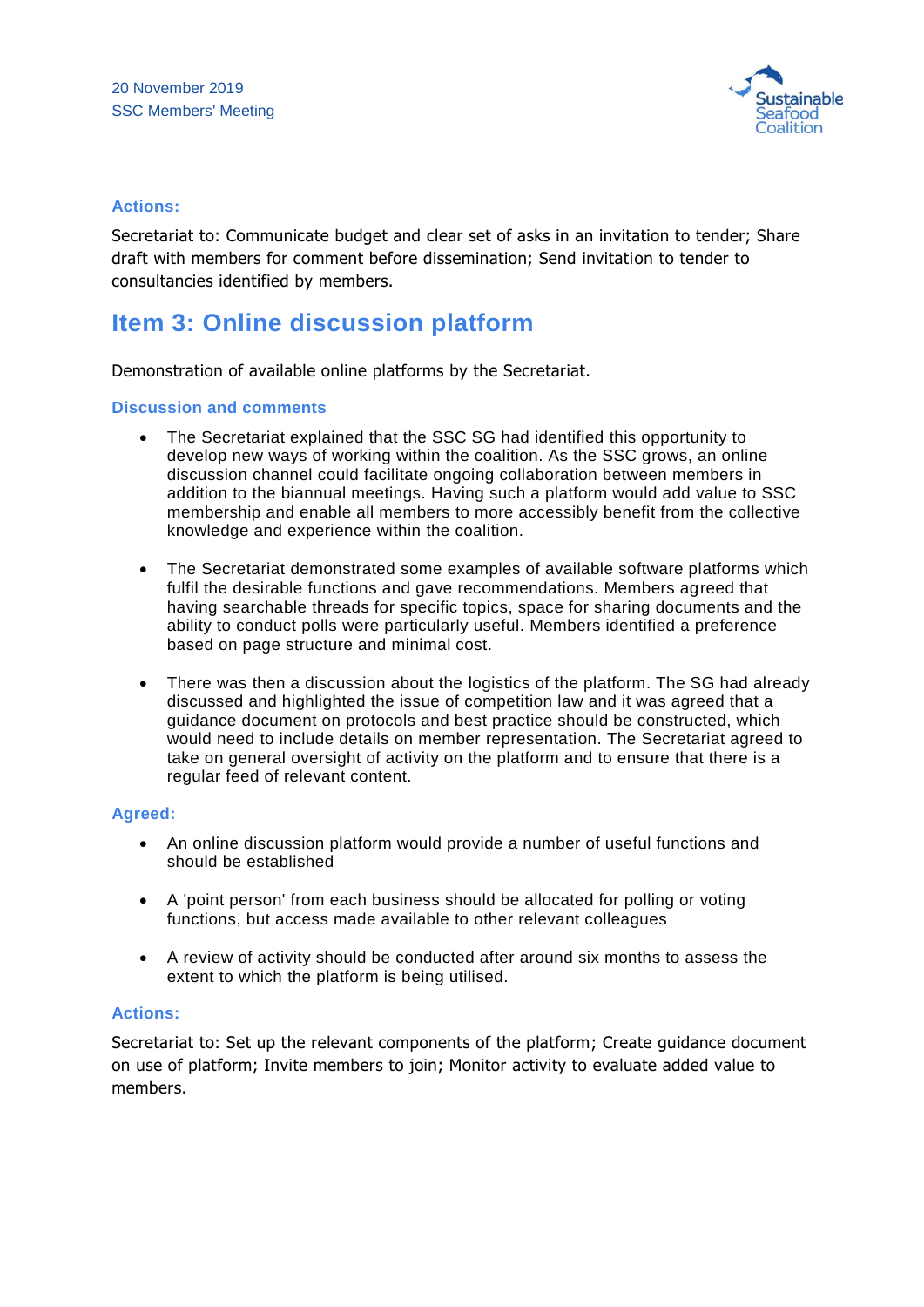### Actions:

Secretariat to: Communicate budget and clear set of asks in an invitation to tender; Share draft with members for comment before dissemination; Send invitation to tender to consultancies identified by members.

## Item 3: Online discussion platform

Demonstration of available online platforms by the Secretariat.

### Discussion and comments

- The Secretariat explained that the SSC SG had identified this opportunity to develop new ways of working within the coalition. As the SSC grows, an online discussion channel could facilitate ongoing collaboration between members in addition to the biannual meetings. Having such a platform would add value to SSC membership and enable all members to more accessibly benefit from the collective knowledge and experience within the coalition.

- The Secretariat demonstrated some examples of available software platforms which fulfil the desirable functions and gave recommendations. Members agreed that having searchable threads for specific topics, space for sharing documents and the ability to conduct polls were particularly useful. Members identified a preference based on page structure and minimal cost.

- There was then a discussion about the logistics of the platform. The SG had already discussed and highlighted the issue of competition law and it was agreed that a guidance document on protocols and best practice should be constructed, which would need to include details on member representation. The Secretariat agreed to take on general oversight of activity on the platform and to ensure that there is a regular feed of relevant content.

### Agreed:

- An online discussion platform would provide a number of useful functions and should be established

- A 'point person' from each business should be allocated for polling or voting functions, but access made available to other relevant colleagues

- A review of activity should be conducted after around six months to assess the extent to which the platform is being utilised.

### Actions:

Secretariat to: Set up the relevant components of the platform; Create guidance document on use of platform; Invite members to join; Monitor activity to evaluate added value to members.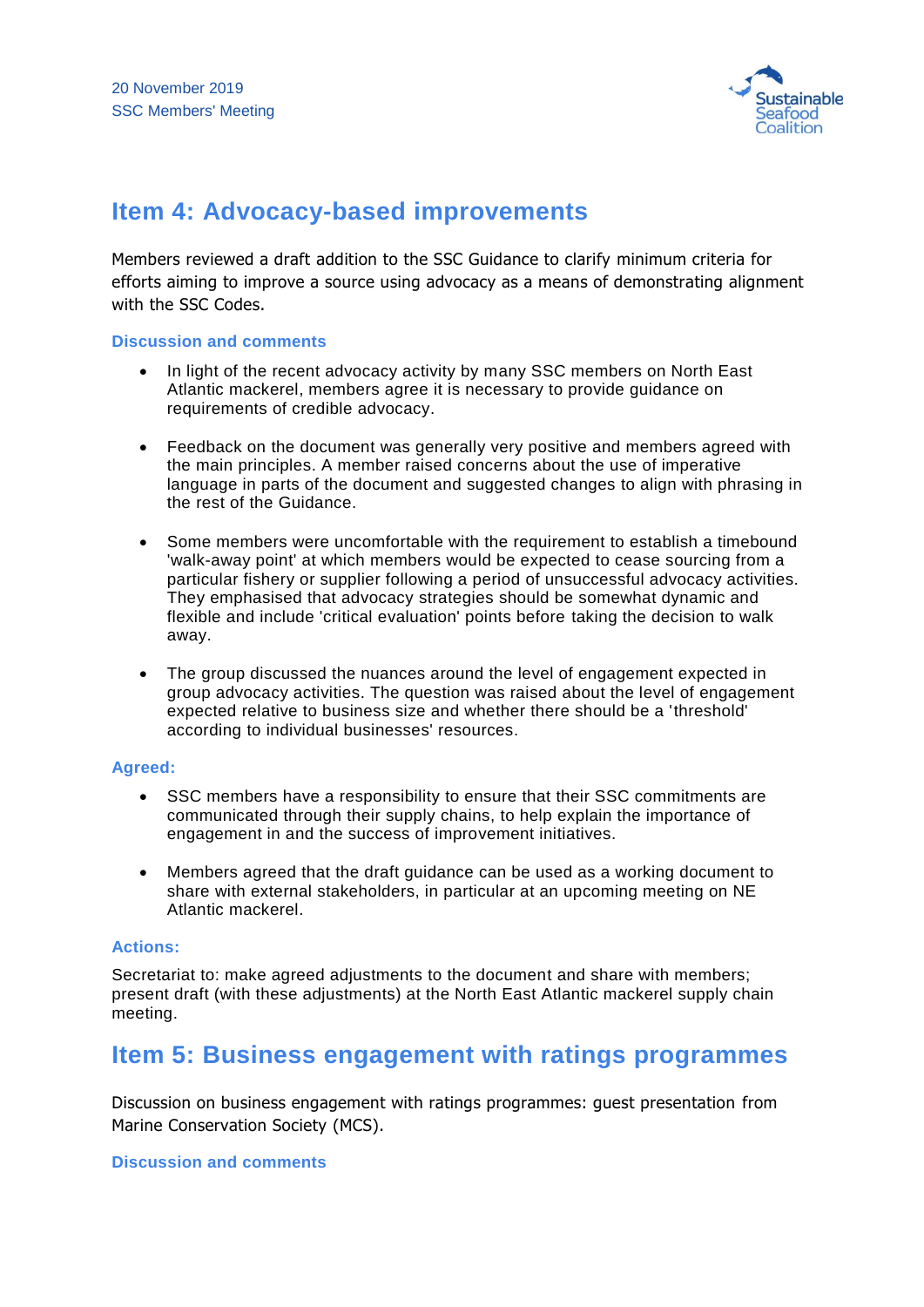## Item 4: Advocacy-based improvements

Members reviewed a draft addition to the SSC Guidance to clarify minimum criteria for efforts aiming to improve a source using advocacy as a means of demonstrating alignment with the SSC Codes.

### Discussion and comments

- In light of the recent advocacy activity by many SSC members on North East Atlantic mackerel, members agree it is necessary to provide guidance on requirements of credible advocacy.
- Feedback on the document was generally very positive and members agreed with the main principles. A member raised concerns about the use of imperative language in parts of the document and suggested changes to align with phrasing in the rest of the Guidance.
- Some members were uncomfortable with the requirement to establish a timebound 'walk-away point' at which members would be expected to cease sourcing from a particular fishery or supplier following a period of unsuccessful advocacy activities. They emphasised that advocacy strategies should be somewhat dynamic and flexible and include 'critical evaluation' points before taking the decision to walk away.
- The group discussed the nuances around the level of engagement expected in group advocacy activities. The question was raised about the level of engagement expected relative to business size and whether there should be a 'threshold' according to individual businesses' resources.

### Agreed:

- SSC members have a responsibility to ensure that their SSC commitments are communicated through their supply chains, to help explain the importance of engagement in and the success of improvement initiatives.
- Members agreed that the draft guidance can be used as a working document to share with external stakeholders, in particular at an upcoming meeting on NE Atlantic mackerel.

### Actions:

Secretariat to: make agreed adjustments to the document and share with members; present draft (with these adjustments) at the North East Atlantic mackerel supply chain meeting.

## Item 5: Business engagement with ratings programmes

Discussion on business engagement with ratings programmes: guest presentation from Marine Conservation Society (MCS).

### Discussion and comments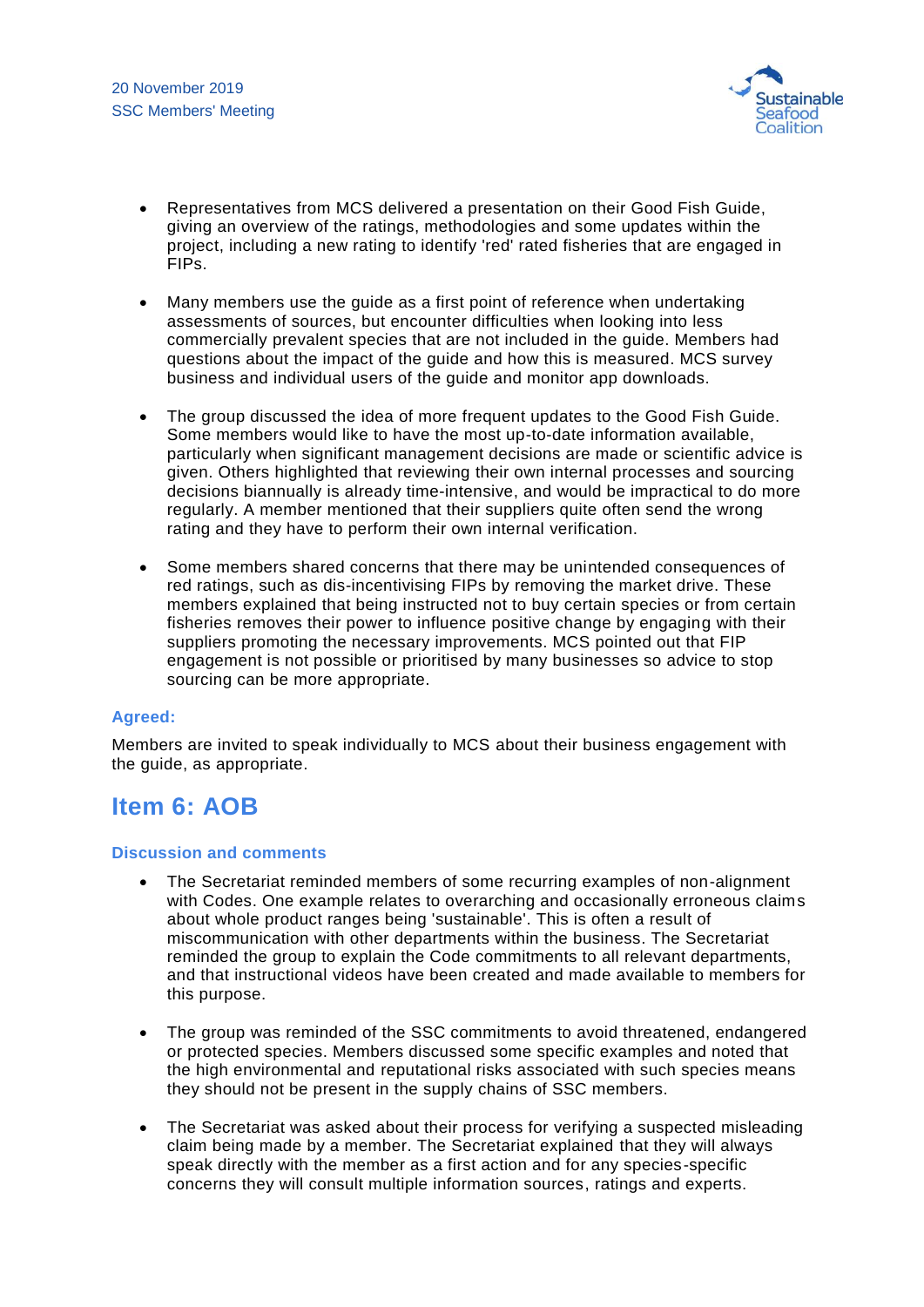- Representatives from MCS delivered a presentation on their Good Fish Guide, giving an overview of the ratings, methodologies and some updates within the project, including a new rating to identify 'red' rated fisheries that are engaged in FIPs.

- Many members use the guide as a first point of reference when undertaking assessments of sources, but encounter difficulties when looking into less commercially prevalent species that are not included in the guide. Members had questions about the impact of the guide and how this is measured. MCS survey business and individual users of the guide and monitor app downloads.

- The group discussed the idea of more frequent updates to the Good Fish Guide. Some members would like to have the most up-to-date information available, particularly when significant management decisions are made or scientific advice is given. Others highlighted that reviewing their own internal processes and sourcing decisions biannually is already time-intensive, and would be impractical to do more regularly. A member mentioned that their suppliers quite often send the wrong rating and they have to perform their own internal verification.

- Some members shared concerns that there may be unintended consequences of red ratings, such as dis-incentivising FIPs by removing the market drive. These members explained that being instructed not to buy certain species or from certain fisheries removes their power to influence positive change by engaging with their suppliers promoting the necessary improvements. MCS pointed out that FIP engagement is not possible or prioritised by many businesses so advice to stop sourcing can be more appropriate.

### Agreed:

Members are invited to speak individually to MCS about their business engagement with the guide, as appropriate.

## Item 6: AOB

### Discussion and comments

- The Secretariat reminded members of some recurring examples of non-alignment with Codes. One example relates to overarching and occasionally erroneous claims about whole product ranges being 'sustainable'. This is often a result of miscommunication with other departments within the business. The Secretariat reminded the group to explain the Code commitments to all relevant departments, and that instructional videos have been created and made available to members for this purpose.

- The group was reminded of the SSC commitments to avoid threatened, endangered or protected species. Members discussed some specific examples and noted that the high environmental and reputational risks associated with such species means they should not be present in the supply chains of SSC members.

- The Secretariat was asked about their process for verifying a suspected misleading claim being made by a member. The Secretariat explained that they will always speak directly with the member as a first action and for any species-specific concerns they will consult multiple information sources, ratings and experts.